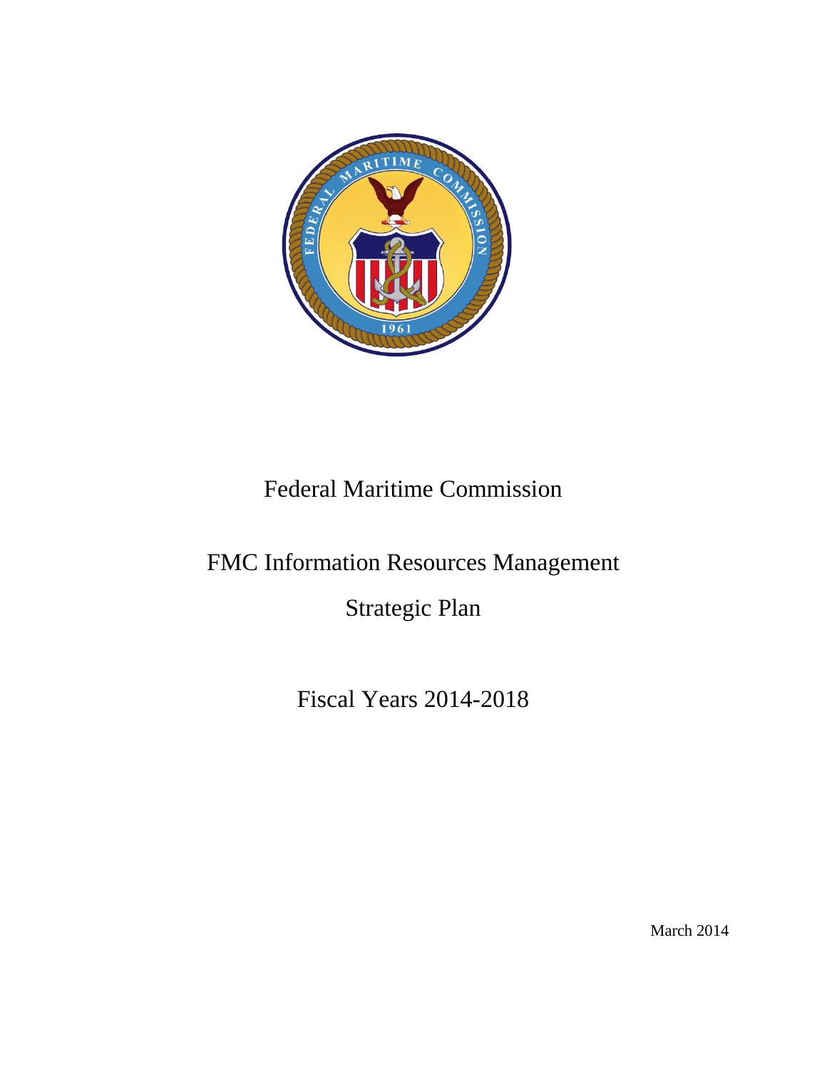# Federal Maritime Commission

# FMC Information Resources Management

# Strategic Plan

## Fiscal Years 2014-2018

March 2014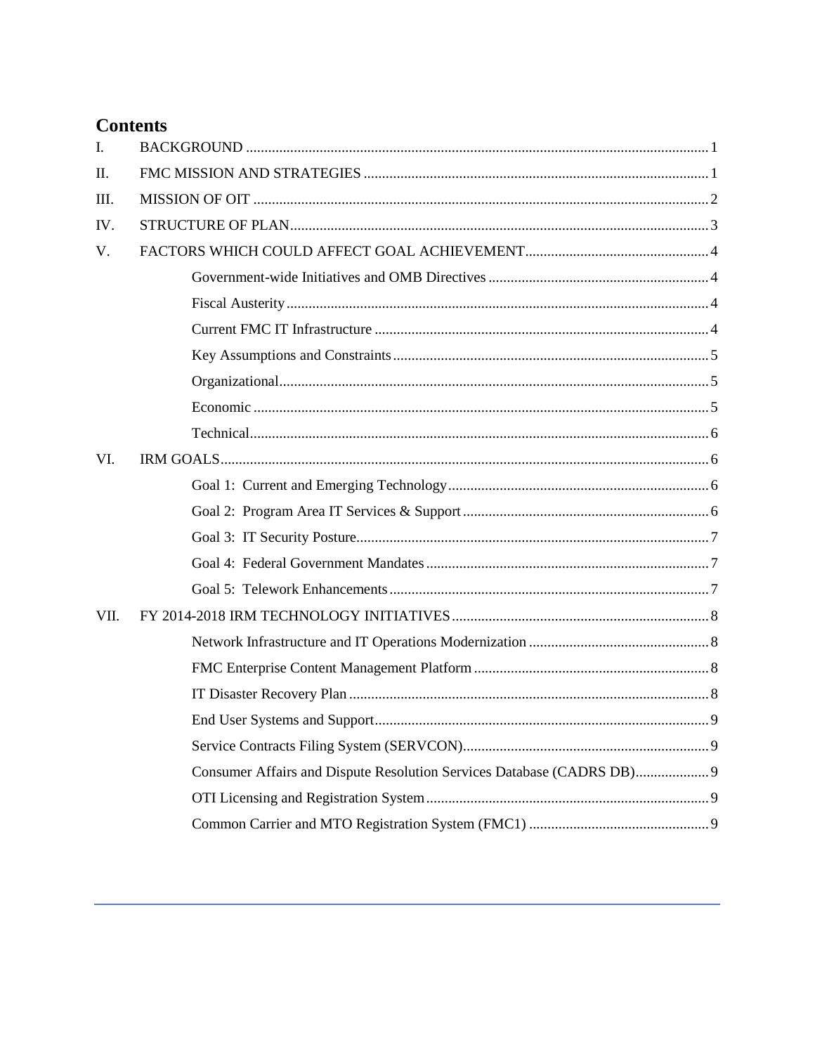# Contents

I. BACKGROUND ..... 1

II. FMC MISSION AND STRATEGIES ..... 1

III. MISSION OF OIT ..... 2

IV. STRUCTURE OF PLAN ..... 3

V. FACTORS WHICH COULD AFFECT GOAL ACHIEVEMENT ..... 4

- Government-wide Initiatives and OMB Directives ..... 4
- Fiscal Austerity ..... 4
- Current FMC IT Infrastructure ..... 4
- Key Assumptions and Constraints ..... 5
- Organizational ..... 5
- Economic ..... 5
- Technical ..... 6

VI. IRM GOALS ..... 6

- Goal 1: Current and Emerging Technology ..... 6
- Goal 2: Program Area IT Services & Support ..... 6
- Goal 3: IT Security Posture ..... 7
- Goal 4: Federal Government Mandates ..... 7
- Goal 5: Telework Enhancements ..... 7

VII. FY 2014-2018 IRM TECHNOLOGY INITIATIVES ..... 8

- Network Infrastructure and IT Operations Modernization ..... 8
- FMC Enterprise Content Management Platform ..... 8
- IT Disaster Recovery Plan ..... 8
- End User Systems and Support ..... 9
- Service Contracts Filing System (SERVCON) ..... 9
- Consumer Affairs and Dispute Resolution Services Database (CADRS DB) ..... 9
- OTI Licensing and Registration System ..... 9
- Common Carrier and MTO Registration System (FMC1) ..... 9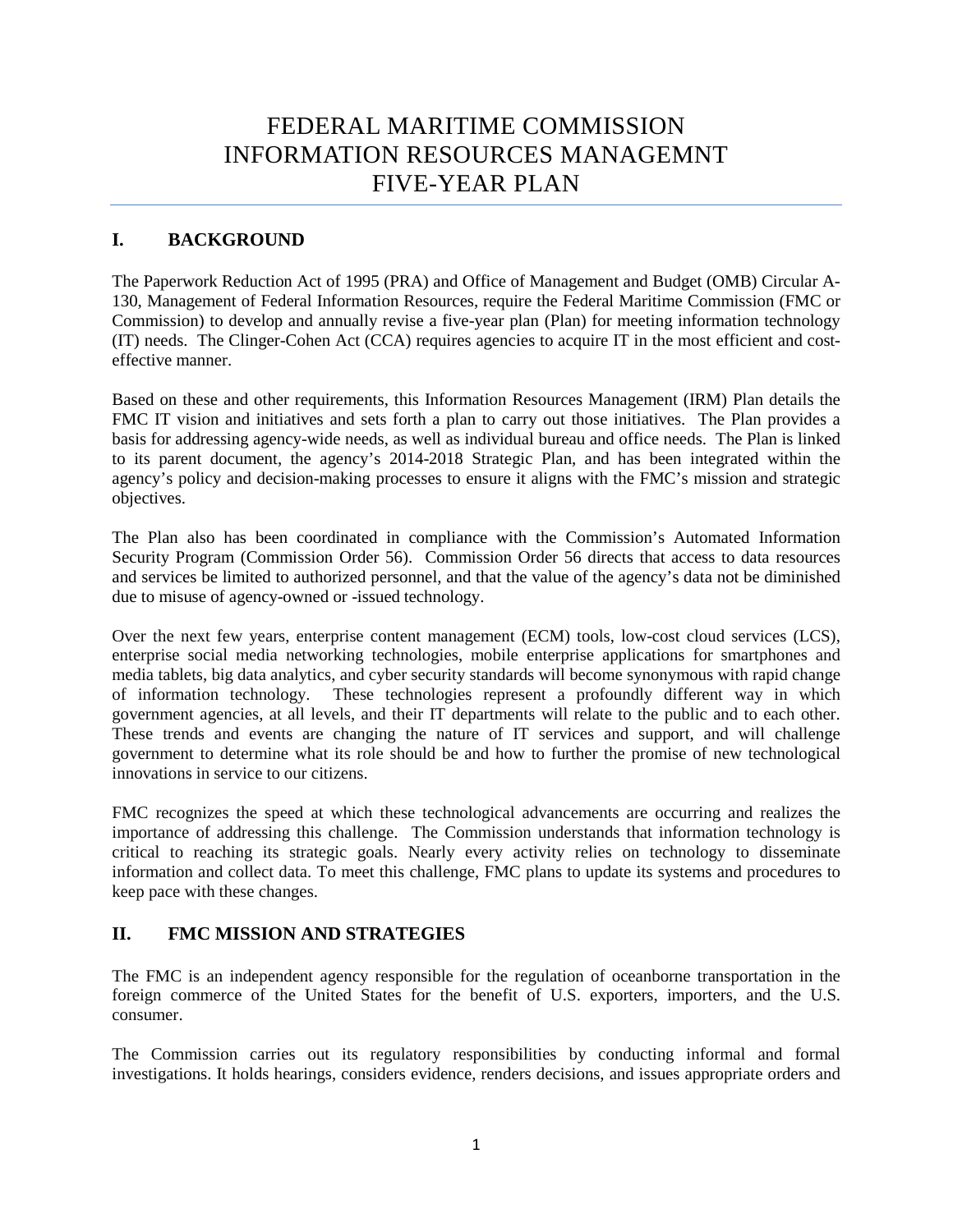# FEDERAL MARITIME COMMISSION INFORMATION RESOURCES MANAGEMNT FIVE-YEAR PLAN

## I. BACKGROUND

The Paperwork Reduction Act of 1995 (PRA) and Office of Management and Budget (OMB) Circular A-130, Management of Federal Information Resources, require the Federal Maritime Commission (FMC or Commission) to develop and annually revise a five-year plan (Plan) for meeting information technology (IT) needs. The Clinger-Cohen Act (CCA) requires agencies to acquire IT in the most efficient and cost-effective manner.

Based on these and other requirements, this Information Resources Management (IRM) Plan details the FMC IT vision and initiatives and sets forth a plan to carry out those initiatives. The Plan provides a basis for addressing agency-wide needs, as well as individual bureau and office needs. The Plan is linked to its parent document, the agency's 2014-2018 Strategic Plan, and has been integrated within the agency's policy and decision-making processes to ensure it aligns with the FMC's mission and strategic objectives.

The Plan also has been coordinated in compliance with the Commission's Automated Information Security Program (Commission Order 56). Commission Order 56 directs that access to data resources and services be limited to authorized personnel, and that the value of the agency's data not be diminished due to misuse of agency-owned or -issued technology.

Over the next few years, enterprise content management (ECM) tools, low-cost cloud services (LCS), enterprise social media networking technologies, mobile enterprise applications for smartphones and media tablets, big data analytics, and cyber security standards will become synonymous with rapid change of information technology. These technologies represent a profoundly different way in which government agencies, at all levels, and their IT departments will relate to the public and to each other. These trends and events are changing the nature of IT services and support, and will challenge government to determine what its role should be and how to further the promise of new technological innovations in service to our citizens.

FMC recognizes the speed at which these technological advancements are occurring and realizes the importance of addressing this challenge. The Commission understands that information technology is critical to reaching its strategic goals. Nearly every activity relies on technology to disseminate information and collect data. To meet this challenge, FMC plans to update its systems and procedures to keep pace with these changes.

## II. FMC MISSION AND STRATEGIES

The FMC is an independent agency responsible for the regulation of oceanborne transportation in the foreign commerce of the United States for the benefit of U.S. exporters, importers, and the U.S. consumer.

The Commission carries out its regulatory responsibilities by conducting informal and formal investigations. It holds hearings, considers evidence, renders decisions, and issues appropriate orders and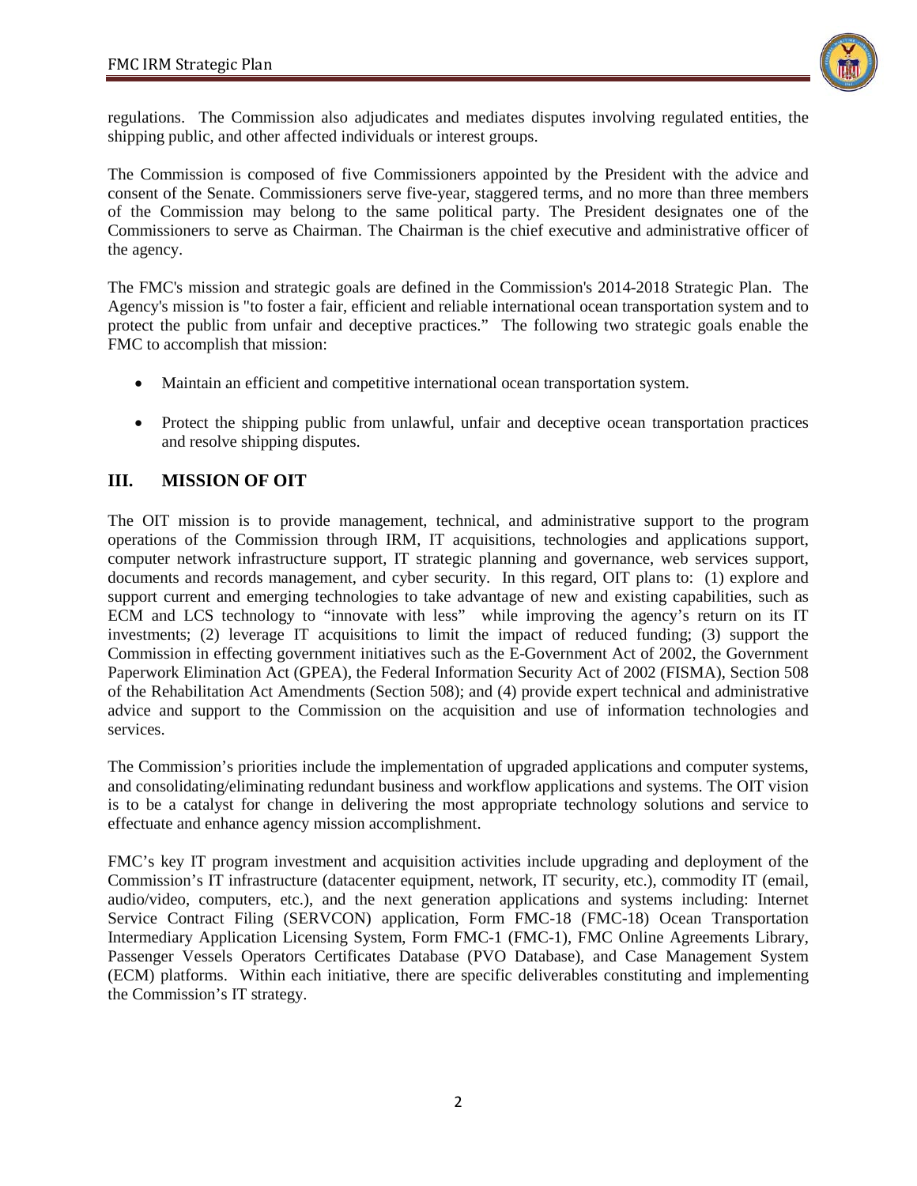regulations. The Commission also adjudicates and mediates disputes involving regulated entities, the shipping public, and other affected individuals or interest groups.

The Commission is composed of five Commissioners appointed by the President with the advice and consent of the Senate. Commissioners serve five-year, staggered terms, and no more than three members of the Commission may belong to the same political party. The President designates one of the Commissioners to serve as Chairman. The Chairman is the chief executive and administrative officer of the agency.

The FMC's mission and strategic goals are defined in the Commission's 2014-2018 Strategic Plan. The Agency's mission is "to foster a fair, efficient and reliable international ocean transportation system and to protect the public from unfair and deceptive practices." The following two strategic goals enable the FMC to accomplish that mission:

- Maintain an efficient and competitive international ocean transportation system.
- Protect the shipping public from unlawful, unfair and deceptive ocean transportation practices and resolve shipping disputes.

## III. MISSION OF OIT

The OIT mission is to provide management, technical, and administrative support to the program operations of the Commission through IRM, IT acquisitions, technologies and applications support, computer network infrastructure support, IT strategic planning and governance, web services support, documents and records management, and cyber security. In this regard, OIT plans to: (1) explore and support current and emerging technologies to take advantage of new and existing capabilities, such as ECM and LCS technology to "innovate with less" while improving the agency's return on its IT investments; (2) leverage IT acquisitions to limit the impact of reduced funding; (3) support the Commission in effecting government initiatives such as the E-Government Act of 2002, the Government Paperwork Elimination Act (GPEA), the Federal Information Security Act of 2002 (FISMA), Section 508 of the Rehabilitation Act Amendments (Section 508); and (4) provide expert technical and administrative advice and support to the Commission on the acquisition and use of information technologies and services.

The Commission's priorities include the implementation of upgraded applications and computer systems, and consolidating/eliminating redundant business and workflow applications and systems. The OIT vision is to be a catalyst for change in delivering the most appropriate technology solutions and service to effectuate and enhance agency mission accomplishment.

FMC's key IT program investment and acquisition activities include upgrading and deployment of the Commission's IT infrastructure (datacenter equipment, network, IT security, etc.), commodity IT (email, audio/video, computers, etc.), and the next generation applications and systems including: Internet Service Contract Filing (SERVCON) application, Form FMC-18 (FMC-18) Ocean Transportation Intermediary Application Licensing System, Form FMC-1 (FMC-1), FMC Online Agreements Library, Passenger Vessels Operators Certificates Database (PVO Database), and Case Management System (ECM) platforms. Within each initiative, there are specific deliverables constituting and implementing the Commission's IT strategy.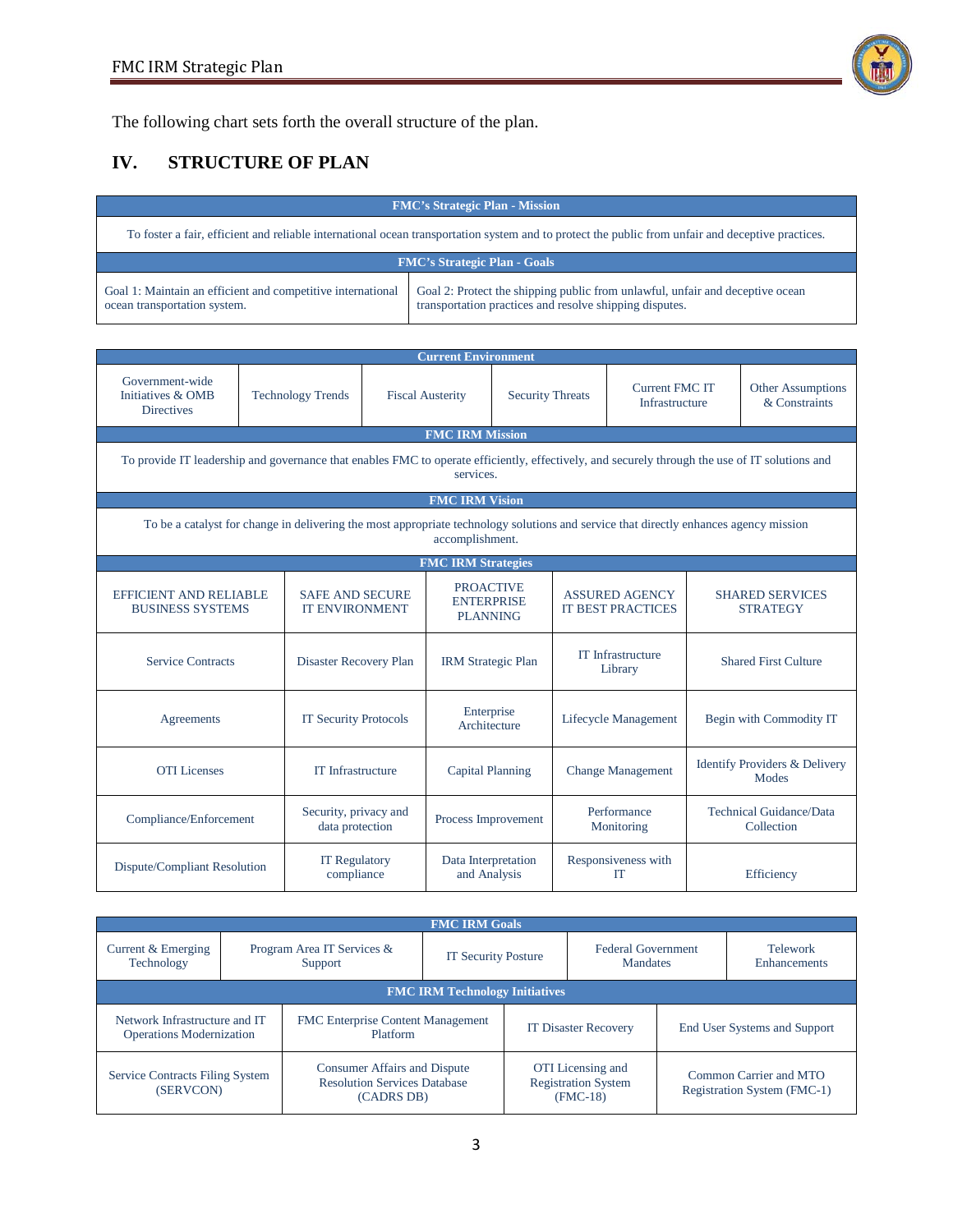The following chart sets forth the overall structure of the plan.

## IV. STRUCTURE OF PLAN

| FMC's Strategic Plan - Mission | |
|---|---|
| To foster a fair, efficient and reliable international ocean transportation system and to protect the public from unfair and deceptive practices. | |
| **FMC's Strategic Plan - Goals** | |
| Goal 1: Maintain an efficient and competitive international ocean transportation system. | Goal 2: Protect the shipping public from unlawful, unfair and deceptive ocean transportation practices and resolve shipping disputes. |

| Current Environment | | | | | |
|---|---|---|---|---|---|
| Government-wide Initiatives & OMB Directives | Technology Trends | Fiscal Austerity | Security Threats | Current FMC IT Infrastructure | Other Assumptions & Constraints |
| **FMC IRM Mission** | | | | | |
| To provide IT leadership and governance that enables FMC to operate efficiently, effectively, and securely through the use of IT solutions and services. | | | | | |
| **FMC IRM Vision** | | | | | |
| To be a catalyst for change in delivering the most appropriate technology solutions and service that directly enhances agency mission accomplishment. | | | | | |

| FMC IRM Strategies | | | | |
|---|---|---|---|---|
| EFFICIENT AND RELIABLE BUSINESS SYSTEMS | SAFE AND SECURE IT ENVIRONMENT | PROACTIVE ENTERPRISE PLANNING | ASSURED AGENCY IT BEST PRACTICES | SHARED SERVICES STRATEGY |
| Service Contracts | Disaster Recovery Plan | IRM Strategic Plan | IT Infrastructure Library | Shared First Culture |
| Agreements | IT Security Protocols | Enterprise Architecture | Lifecycle Management | Begin with Commodity IT |
| OTI Licenses | IT Infrastructure | Capital Planning | Change Management | Identify Providers & Delivery Modes |
| Compliance/Enforcement | Security, privacy and data protection | Process Improvement | Performance Monitoring | Technical Guidance/Data Collection |
| Dispute/Compliant Resolution | IT Regulatory compliance | Data Interpretation and Analysis | Responsiveness with IT | Efficiency |

| FMC IRM Goals | | | | |
|---|---|---|---|---|
| Current & Emerging Technology | Program Area IT Services & Support | IT Security Posture | Federal Government Mandates | Telework Enhancements |

| FMC IRM Technology Initiatives | | | |
|---|---|---|---|
| Network Infrastructure and IT Operations Modernization | FMC Enterprise Content Management Platform | IT Disaster Recovery | End User Systems and Support |
| Service Contracts Filing System (SERVCON) | Consumer Affairs and Dispute Resolution Services Database (CADRS DB) | OTI Licensing and Registration System (FMC-18) | Common Carrier and MTO Registration System (FMC-1) |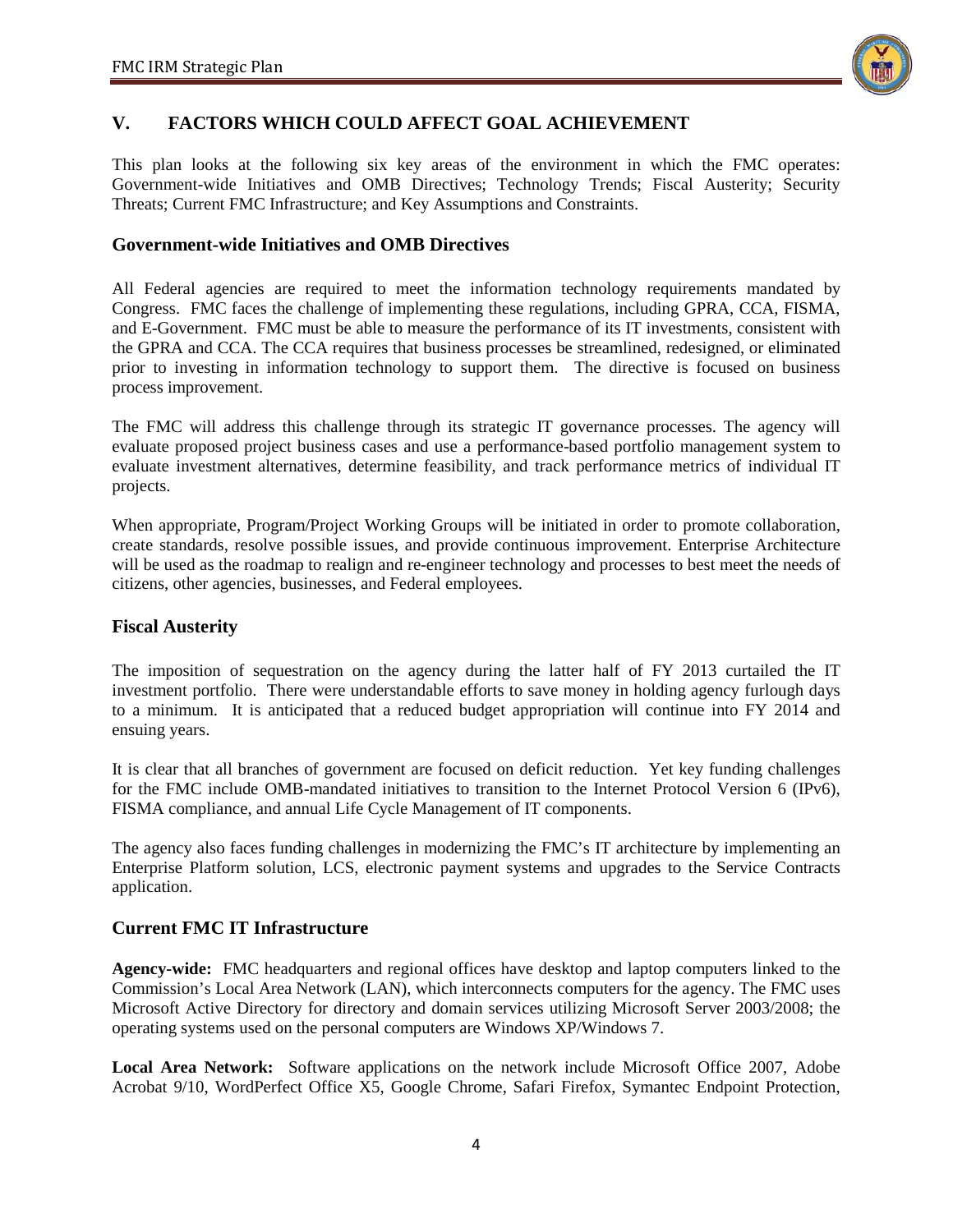## V. FACTORS WHICH COULD AFFECT GOAL ACHIEVEMENT

This plan looks at the following six key areas of the environment in which the FMC operates: Government-wide Initiatives and OMB Directives; Technology Trends; Fiscal Austerity; Security Threats; Current FMC Infrastructure; and Key Assumptions and Constraints.

### Government-wide Initiatives and OMB Directives

All Federal agencies are required to meet the information technology requirements mandated by Congress. FMC faces the challenge of implementing these regulations, including GPRA, CCA, FISMA, and E-Government. FMC must be able to measure the performance of its IT investments, consistent with the GPRA and CCA. The CCA requires that business processes be streamlined, redesigned, or eliminated prior to investing in information technology to support them. The directive is focused on business process improvement.

The FMC will address this challenge through its strategic IT governance processes. The agency will evaluate proposed project business cases and use a performance-based portfolio management system to evaluate investment alternatives, determine feasibility, and track performance metrics of individual IT projects.

When appropriate, Program/Project Working Groups will be initiated in order to promote collaboration, create standards, resolve possible issues, and provide continuous improvement. Enterprise Architecture will be used as the roadmap to realign and re-engineer technology and processes to best meet the needs of citizens, other agencies, businesses, and Federal employees.

### Fiscal Austerity

The imposition of sequestration on the agency during the latter half of FY 2013 curtailed the IT investment portfolio. There were understandable efforts to save money in holding agency furlough days to a minimum. It is anticipated that a reduced budget appropriation will continue into FY 2014 and ensuing years.

It is clear that all branches of government are focused on deficit reduction. Yet key funding challenges for the FMC include OMB-mandated initiatives to transition to the Internet Protocol Version 6 (IPv6), FISMA compliance, and annual Life Cycle Management of IT components.

The agency also faces funding challenges in modernizing the FMC's IT architecture by implementing an Enterprise Platform solution, LCS, electronic payment systems and upgrades to the Service Contracts application.

### Current FMC IT Infrastructure

**Agency-wide:** FMC headquarters and regional offices have desktop and laptop computers linked to the Commission's Local Area Network (LAN), which interconnects computers for the agency. The FMC uses Microsoft Active Directory for directory and domain services utilizing Microsoft Server 2003/2008; the operating systems used on the personal computers are Windows XP/Windows 7.

**Local Area Network:** Software applications on the network include Microsoft Office 2007, Adobe Acrobat 9/10, WordPerfect Office X5, Google Chrome, Safari Firefox, Symantec Endpoint Protection,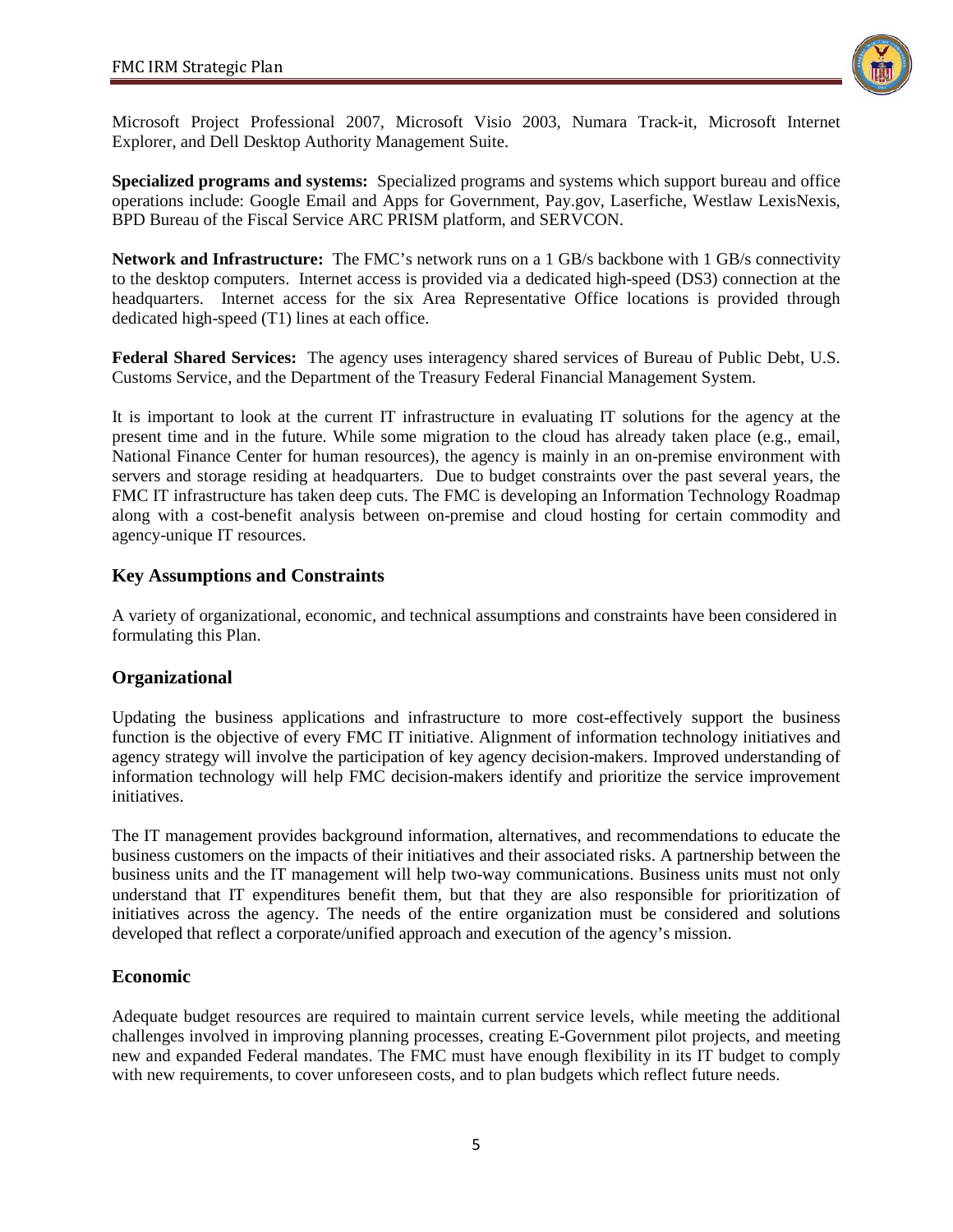Microsoft Project Professional 2007, Microsoft Visio 2003, Numara Track-it, Microsoft Internet Explorer, and Dell Desktop Authority Management Suite.

**Specialized programs and systems:** Specialized programs and systems which support bureau and office operations include: Google Email and Apps for Government, Pay.gov, Laserfiche, Westlaw LexisNexis, BPD Bureau of the Fiscal Service ARC PRISM platform, and SERVCON.

**Network and Infrastructure:** The FMC's network runs on a 1 GB/s backbone with 1 GB/s connectivity to the desktop computers. Internet access is provided via a dedicated high-speed (DS3) connection at the headquarters. Internet access for the six Area Representative Office locations is provided through dedicated high-speed (T1) lines at each office.

**Federal Shared Services:** The agency uses interagency shared services of Bureau of Public Debt, U.S. Customs Service, and the Department of the Treasury Federal Financial Management System.

It is important to look at the current IT infrastructure in evaluating IT solutions for the agency at the present time and in the future. While some migration to the cloud has already taken place (e.g., email, National Finance Center for human resources), the agency is mainly in an on-premise environment with servers and storage residing at headquarters. Due to budget constraints over the past several years, the FMC IT infrastructure has taken deep cuts. The FMC is developing an Information Technology Roadmap along with a cost-benefit analysis between on-premise and cloud hosting for certain commodity and agency-unique IT resources.

## Key Assumptions and Constraints

A variety of organizational, economic, and technical assumptions and constraints have been considered in formulating this Plan.

### Organizational

Updating the business applications and infrastructure to more cost-effectively support the business function is the objective of every FMC IT initiative. Alignment of information technology initiatives and agency strategy will involve the participation of key agency decision-makers. Improved understanding of information technology will help FMC decision-makers identify and prioritize the service improvement initiatives.

The IT management provides background information, alternatives, and recommendations to educate the business customers on the impacts of their initiatives and their associated risks. A partnership between the business units and the IT management will help two-way communications. Business units must not only understand that IT expenditures benefit them, but that they are also responsible for prioritization of initiatives across the agency. The needs of the entire organization must be considered and solutions developed that reflect a corporate/unified approach and execution of the agency's mission.

### Economic

Adequate budget resources are required to maintain current service levels, while meeting the additional challenges involved in improving planning processes, creating E-Government pilot projects, and meeting new and expanded Federal mandates. The FMC must have enough flexibility in its IT budget to comply with new requirements, to cover unforeseen costs, and to plan budgets which reflect future needs.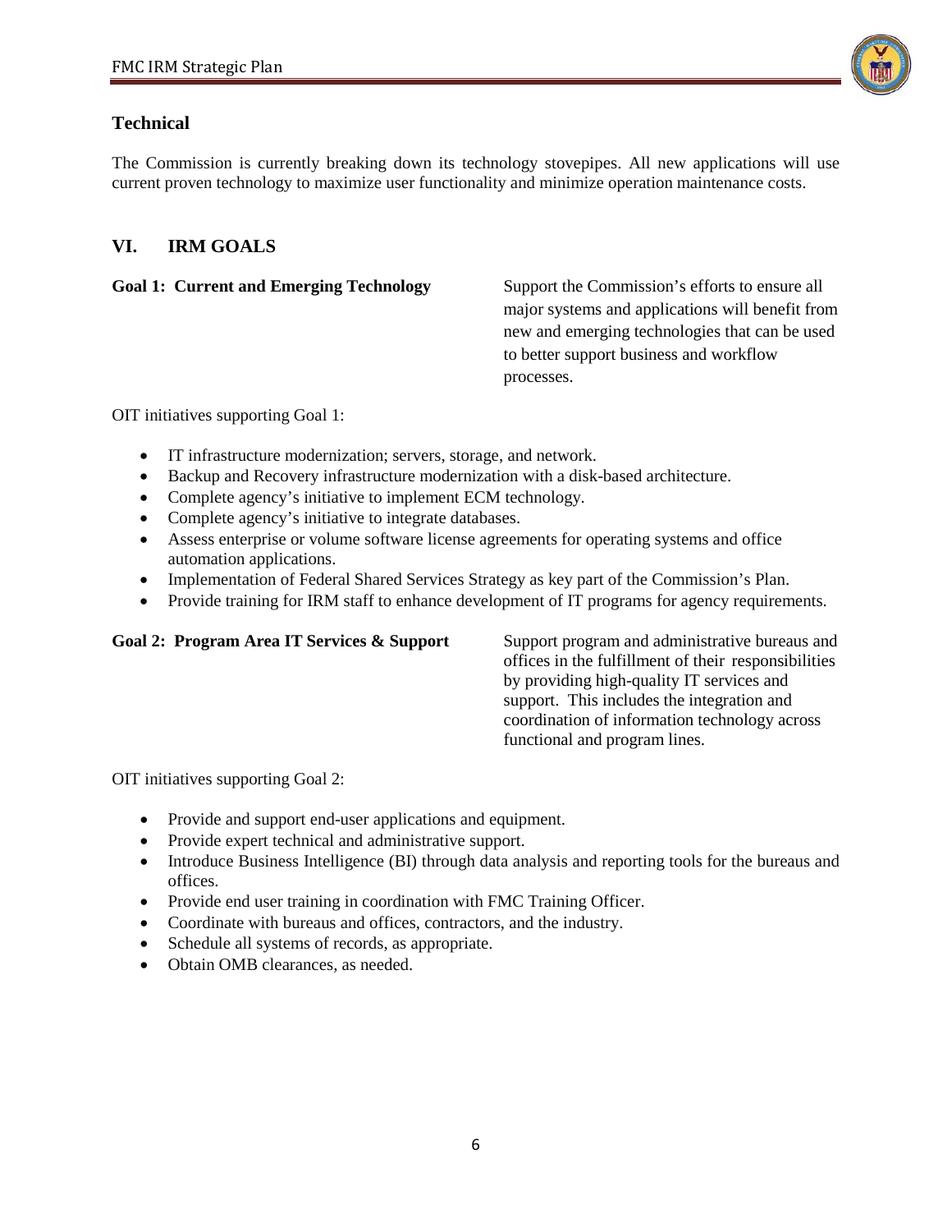### Technical

The Commission is currently breaking down its technology stovepipes. All new applications will use current proven technology to maximize user functionality and minimize operation maintenance costs.

## VI. IRM GOALS

**Goal 1: Current and Emerging Technology**

Support the Commission's efforts to ensure all major systems and applications will benefit from new and emerging technologies that can be used to better support business and workflow processes.

OIT initiatives supporting Goal 1:

- IT infrastructure modernization; servers, storage, and network.
- Backup and Recovery infrastructure modernization with a disk-based architecture.
- Complete agency's initiative to implement ECM technology.
- Complete agency's initiative to integrate databases.
- Assess enterprise or volume software license agreements for operating systems and office automation applications.
- Implementation of Federal Shared Services Strategy as key part of the Commission's Plan.
- Provide training for IRM staff to enhance development of IT programs for agency requirements.

**Goal 2: Program Area IT Services & Support**

Support program and administrative bureaus and offices in the fulfillment of their responsibilities by providing high-quality IT services and support. This includes the integration and coordination of information technology across functional and program lines.

OIT initiatives supporting Goal 2:

- Provide and support end-user applications and equipment.
- Provide expert technical and administrative support.
- Introduce Business Intelligence (BI) through data analysis and reporting tools for the bureaus and offices.
- Provide end user training in coordination with FMC Training Officer.
- Coordinate with bureaus and offices, contractors, and the industry.
- Schedule all systems of records, as appropriate.
- Obtain OMB clearances, as needed.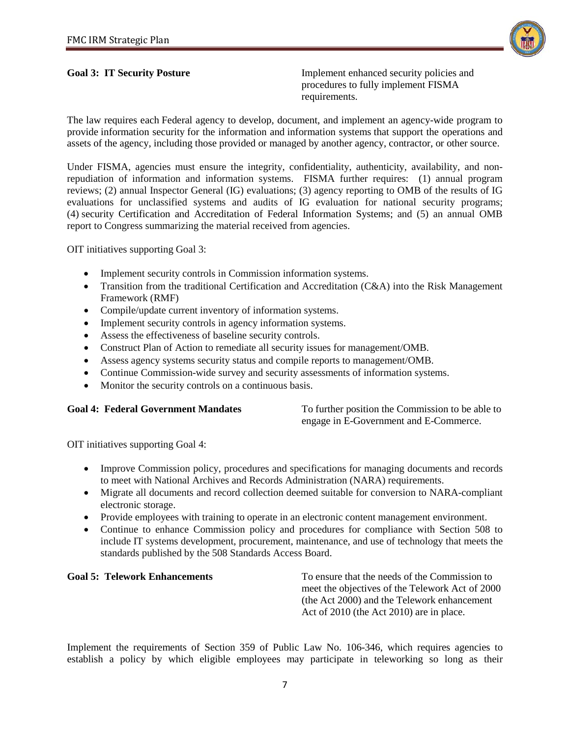**Goal 3: IT Security Posture** — Implement enhanced security policies and procedures to fully implement FISMA requirements.

The law requires each Federal agency to develop, document, and implement an agency-wide program to provide information security for the information and information systems that support the operations and assets of the agency, including those provided or managed by another agency, contractor, or other source.

Under FISMA, agencies must ensure the integrity, confidentiality, authenticity, availability, and non-repudiation of information and information systems. FISMA further requires: (1) annual program reviews; (2) annual Inspector General (IG) evaluations; (3) agency reporting to OMB of the results of IG evaluations for unclassified systems and audits of IG evaluation for national security programs; (4) security Certification and Accreditation of Federal Information Systems; and (5) an annual OMB report to Congress summarizing the material received from agencies.

OIT initiatives supporting Goal 3:

- Implement security controls in Commission information systems.
- Transition from the traditional Certification and Accreditation (C&A) into the Risk Management Framework (RMF)
- Compile/update current inventory of information systems.
- Implement security controls in agency information systems.
- Assess the effectiveness of baseline security controls.
- Construct Plan of Action to remediate all security issues for management/OMB.
- Assess agency systems security status and compile reports to management/OMB.
- Continue Commission-wide survey and security assessments of information systems.
- Monitor the security controls on a continuous basis.

**Goal 4: Federal Government Mandates** — To further position the Commission to be able to engage in E-Government and E-Commerce.

OIT initiatives supporting Goal 4:

- Improve Commission policy, procedures and specifications for managing documents and records to meet with National Archives and Records Administration (NARA) requirements.
- Migrate all documents and record collection deemed suitable for conversion to NARA-compliant electronic storage.
- Provide employees with training to operate in an electronic content management environment.
- Continue to enhance Commission policy and procedures for compliance with Section 508 to include IT systems development, procurement, maintenance, and use of technology that meets the standards published by the 508 Standards Access Board.

**Goal 5: Telework Enhancements** — To ensure that the needs of the Commission to meet the objectives of the Telework Act of 2000 (the Act 2000) and the Telework enhancement Act of 2010 (the Act 2010) are in place.

Implement the requirements of Section 359 of Public Law No. 106-346, which requires agencies to establish a policy by which eligible employees may participate in teleworking so long as their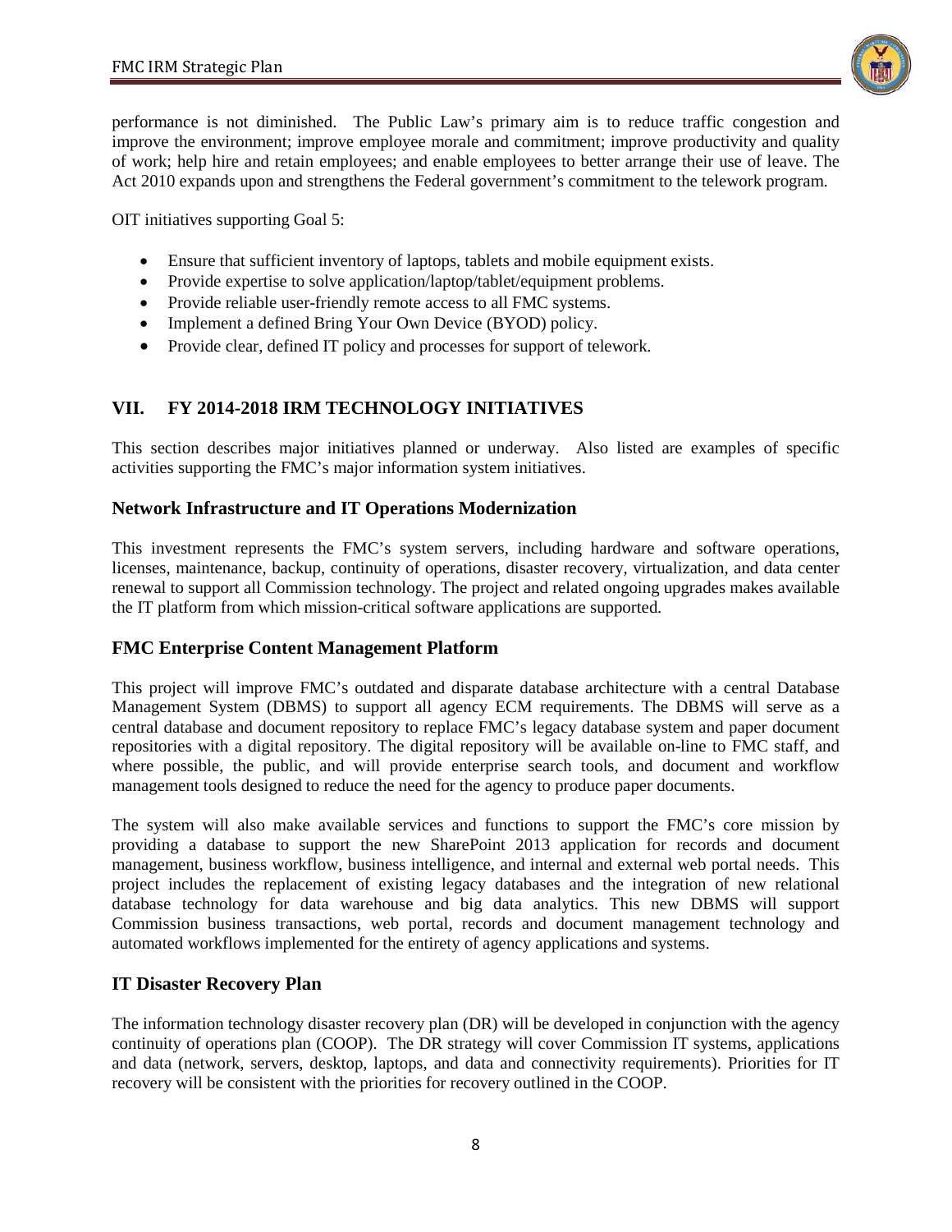performance is not diminished. The Public Law's primary aim is to reduce traffic congestion and improve the environment; improve employee morale and commitment; improve productivity and quality of work; help hire and retain employees; and enable employees to better arrange their use of leave. The Act 2010 expands upon and strengthens the Federal government's commitment to the telework program.

OIT initiatives supporting Goal 5:

- Ensure that sufficient inventory of laptops, tablets and mobile equipment exists.
- Provide expertise to solve application/laptop/tablet/equipment problems.
- Provide reliable user-friendly remote access to all FMC systems.
- Implement a defined Bring Your Own Device (BYOD) policy.
- Provide clear, defined IT policy and processes for support of telework.

## VII. FY 2014-2018 IRM TECHNOLOGY INITIATIVES

This section describes major initiatives planned or underway. Also listed are examples of specific activities supporting the FMC's major information system initiatives.

### Network Infrastructure and IT Operations Modernization

This investment represents the FMC's system servers, including hardware and software operations, licenses, maintenance, backup, continuity of operations, disaster recovery, virtualization, and data center renewal to support all Commission technology. The project and related ongoing upgrades makes available the IT platform from which mission-critical software applications are supported.

### FMC Enterprise Content Management Platform

This project will improve FMC's outdated and disparate database architecture with a central Database Management System (DBMS) to support all agency ECM requirements. The DBMS will serve as a central database and document repository to replace FMC's legacy database system and paper document repositories with a digital repository. The digital repository will be available on-line to FMC staff, and where possible, the public, and will provide enterprise search tools, and document and workflow management tools designed to reduce the need for the agency to produce paper documents.

The system will also make available services and functions to support the FMC's core mission by providing a database to support the new SharePoint 2013 application for records and document management, business workflow, business intelligence, and internal and external web portal needs. This project includes the replacement of existing legacy databases and the integration of new relational database technology for data warehouse and big data analytics. This new DBMS will support Commission business transactions, web portal, records and document management technology and automated workflows implemented for the entirety of agency applications and systems.

### IT Disaster Recovery Plan

The information technology disaster recovery plan (DR) will be developed in conjunction with the agency continuity of operations plan (COOP). The DR strategy will cover Commission IT systems, applications and data (network, servers, desktop, laptops, and data and connectivity requirements). Priorities for IT recovery will be consistent with the priorities for recovery outlined in the COOP.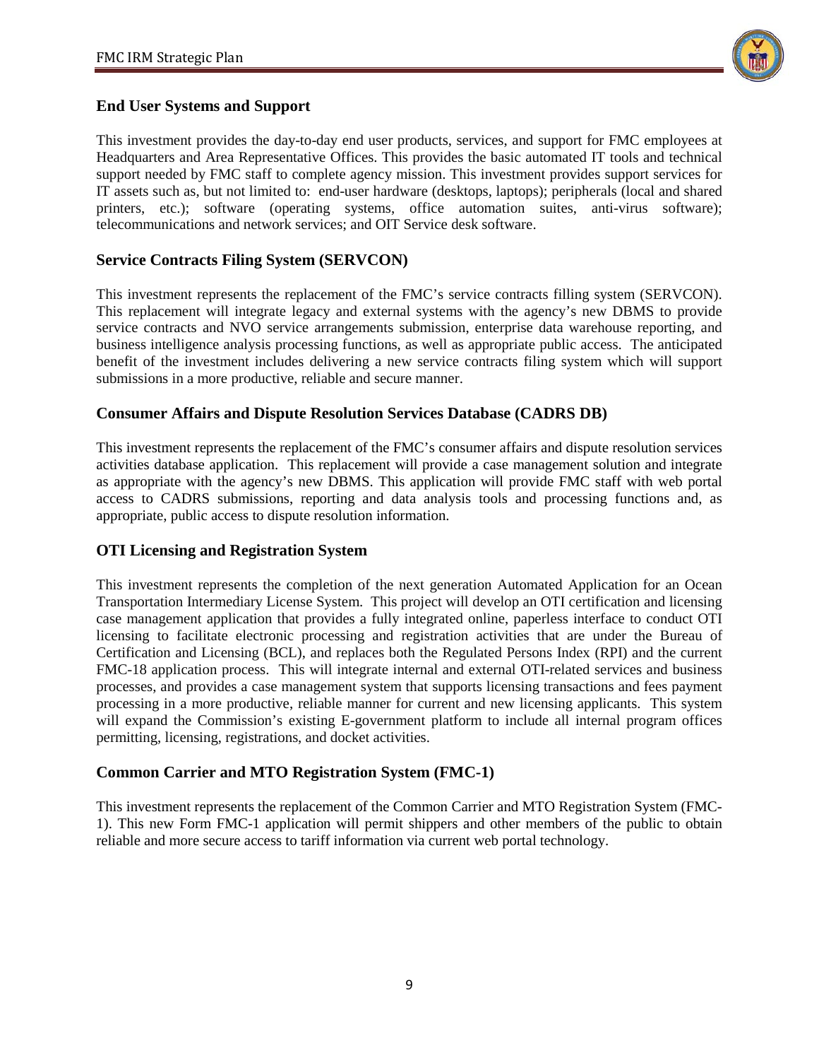### End User Systems and Support

This investment provides the day-to-day end user products, services, and support for FMC employees at Headquarters and Area Representative Offices. This provides the basic automated IT tools and technical support needed by FMC staff to complete agency mission. This investment provides support services for IT assets such as, but not limited to: end-user hardware (desktops, laptops); peripherals (local and shared printers, etc.); software (operating systems, office automation suites, anti-virus software); telecommunications and network services; and OIT Service desk software.

### Service Contracts Filing System (SERVCON)

This investment represents the replacement of the FMC's service contracts filling system (SERVCON). This replacement will integrate legacy and external systems with the agency's new DBMS to provide service contracts and NVO service arrangements submission, enterprise data warehouse reporting, and business intelligence analysis processing functions, as well as appropriate public access. The anticipated benefit of the investment includes delivering a new service contracts filing system which will support submissions in a more productive, reliable and secure manner.

### Consumer Affairs and Dispute Resolution Services Database (CADRS DB)

This investment represents the replacement of the FMC's consumer affairs and dispute resolution services activities database application. This replacement will provide a case management solution and integrate as appropriate with the agency's new DBMS. This application will provide FMC staff with web portal access to CADRS submissions, reporting and data analysis tools and processing functions and, as appropriate, public access to dispute resolution information.

### OTI Licensing and Registration System

This investment represents the completion of the next generation Automated Application for an Ocean Transportation Intermediary License System. This project will develop an OTI certification and licensing case management application that provides a fully integrated online, paperless interface to conduct OTI licensing to facilitate electronic processing and registration activities that are under the Bureau of Certification and Licensing (BCL), and replaces both the Regulated Persons Index (RPI) and the current FMC-18 application process. This will integrate internal and external OTI-related services and business processes, and provides a case management system that supports licensing transactions and fees payment processing in a more productive, reliable manner for current and new licensing applicants. This system will expand the Commission's existing E-government platform to include all internal program offices permitting, licensing, registrations, and docket activities.

### Common Carrier and MTO Registration System (FMC-1)

This investment represents the replacement of the Common Carrier and MTO Registration System (FMC-1). This new Form FMC-1 application will permit shippers and other members of the public to obtain reliable and more secure access to tariff information via current web portal technology.